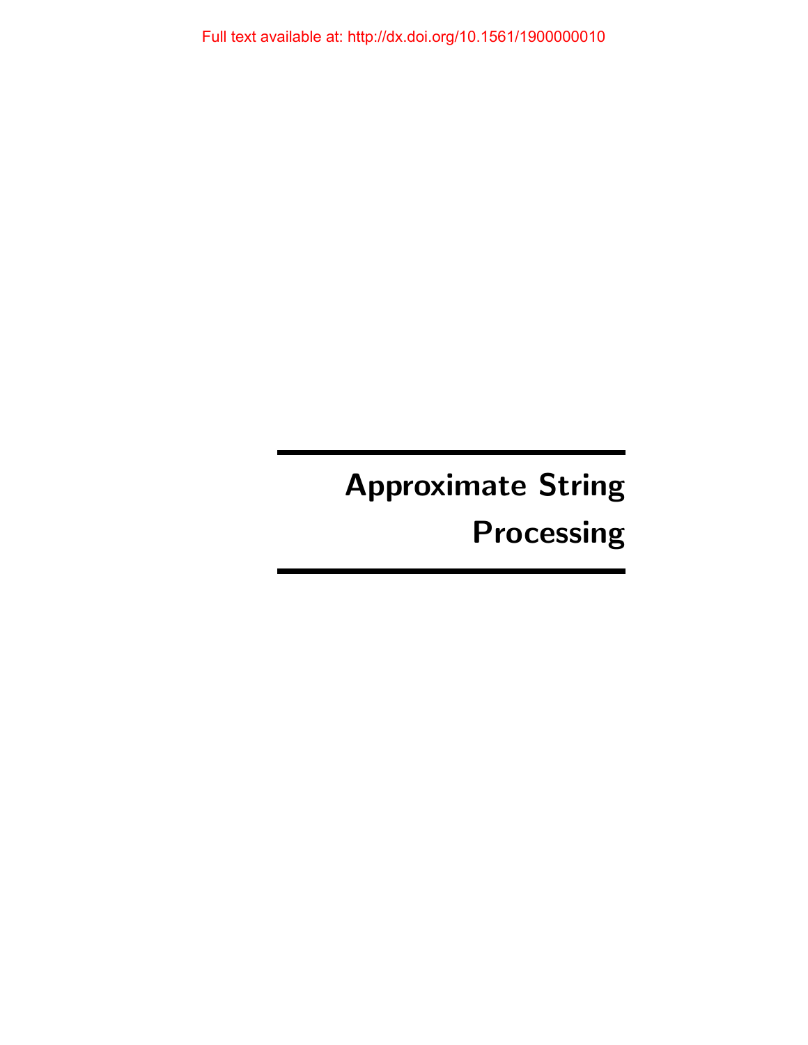# Approximate String Processing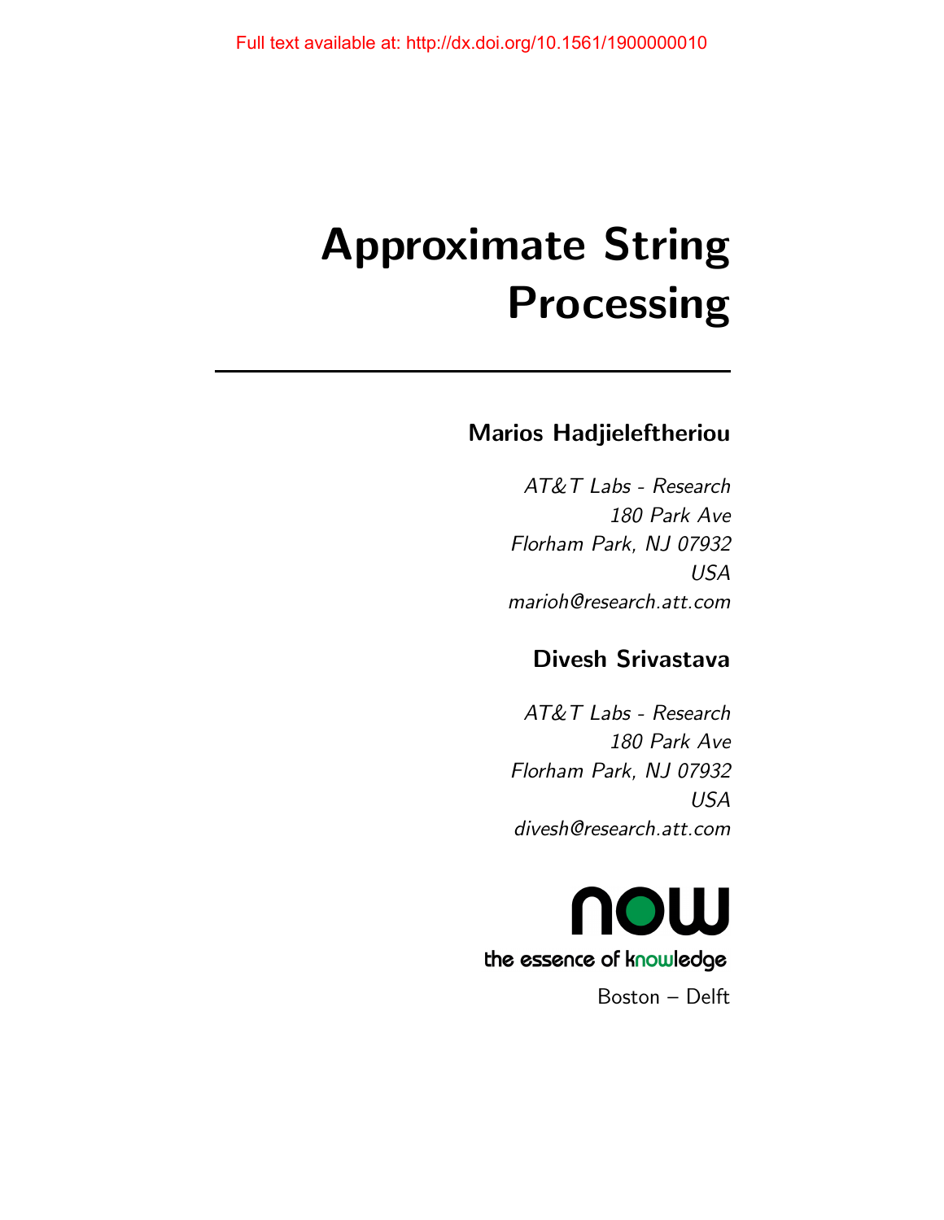Full text available at: http://dx.doi.org/10.1561/1900000010

# Approximate String Processing

## Marios Hadjieleftheriou

*AT&T Labs - Research*
*180 Park Ave*
*Florham Park, NJ 07932*
*USA*
*marioh@research.att.com*

## Divesh Srivastava

*AT&T Labs - Research*
*180 Park Ave*
*Florham Park, NJ 07932*
*USA*
*divesh@research.att.com*

now
the essence of knowledge

Boston – Delft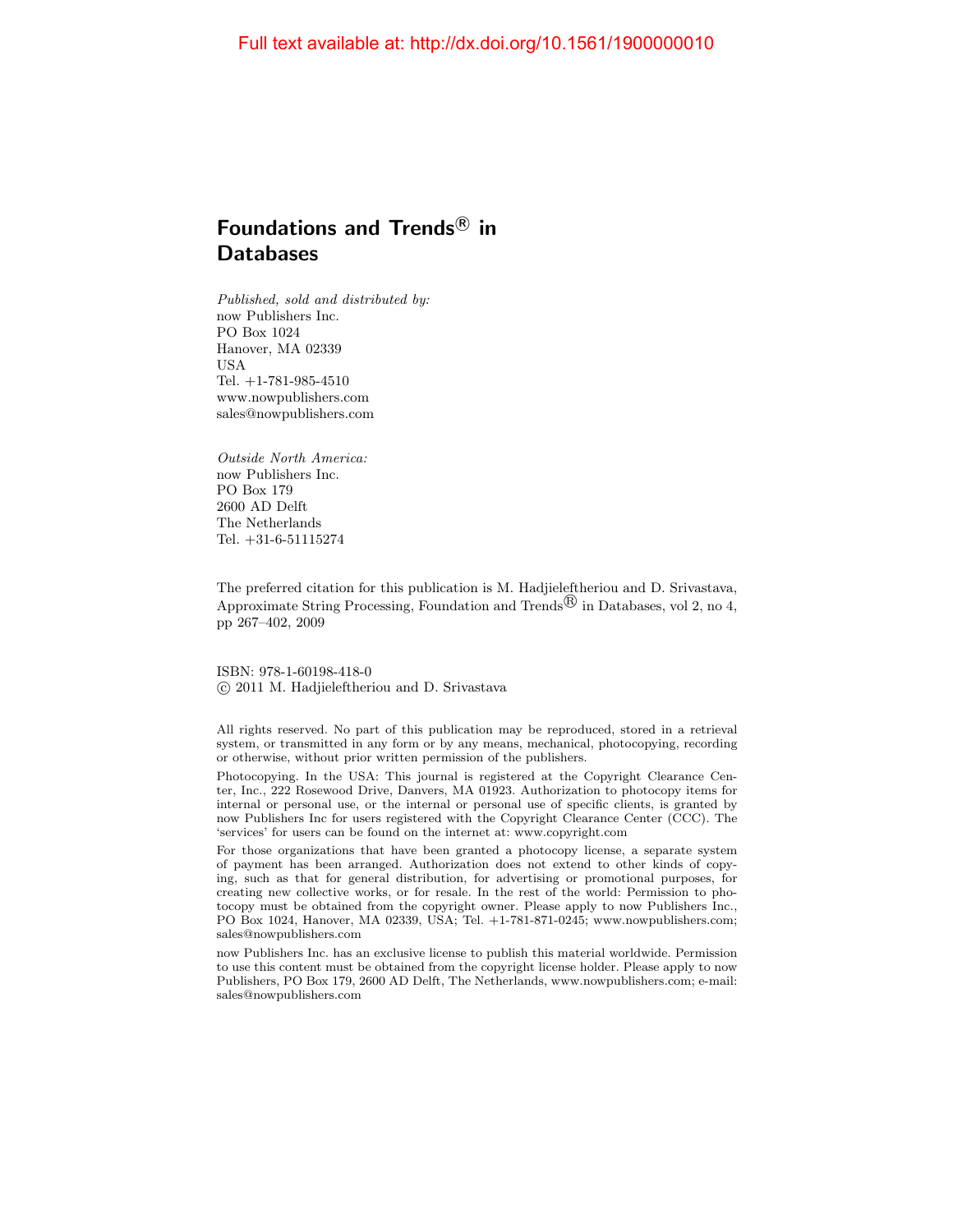# Foundations and Trends® in Databases

*Published, sold and distributed by:*
now Publishers Inc.
PO Box 1024
Hanover, MA 02339
USA
Tel. +1-781-985-4510
www.nowpublishers.com
sales@nowpublishers.com

*Outside North America:*
now Publishers Inc.
PO Box 179
2600 AD Delft
The Netherlands
Tel. +31-6-51115274

The preferred citation for this publication is M. Hadjieleftheriou and D. Srivastava, Approximate String Processing, Foundation and Trends® in Databases, vol 2, no 4, pp 267–402, 2009

ISBN: 978-1-60198-418-0
© 2011 M. Hadjieleftheriou and D. Srivastava

All rights reserved. No part of this publication may be reproduced, stored in a retrieval system, or transmitted in any form or by any means, mechanical, photocopying, recording or otherwise, without prior written permission of the publishers.

Photocopying. In the USA: This journal is registered at the Copyright Clearance Center, Inc., 222 Rosewood Drive, Danvers, MA 01923. Authorization to photocopy items for internal or personal use, or the internal or personal use of specific clients, is granted by now Publishers Inc for users registered with the Copyright Clearance Center (CCC). The 'services' for users can be found on the internet at: www.copyright.com

For those organizations that have been granted a photocopy license, a separate system of payment has been arranged. Authorization does not extend to other kinds of copying, such as that for general distribution, for advertising or promotional purposes, for creating new collective works, or for resale. In the rest of the world: Permission to photocopy must be obtained from the copyright owner. Please apply to now Publishers Inc., PO Box 1024, Hanover, MA 02339, USA; Tel. +1-781-871-0245; www.nowpublishers.com; sales@nowpublishers.com

now Publishers Inc. has an exclusive license to publish this material worldwide. Permission to use this content must be obtained from the copyright license holder. Please apply to now Publishers, PO Box 179, 2600 AD Delft, The Netherlands, www.nowpublishers.com; e-mail: sales@nowpublishers.com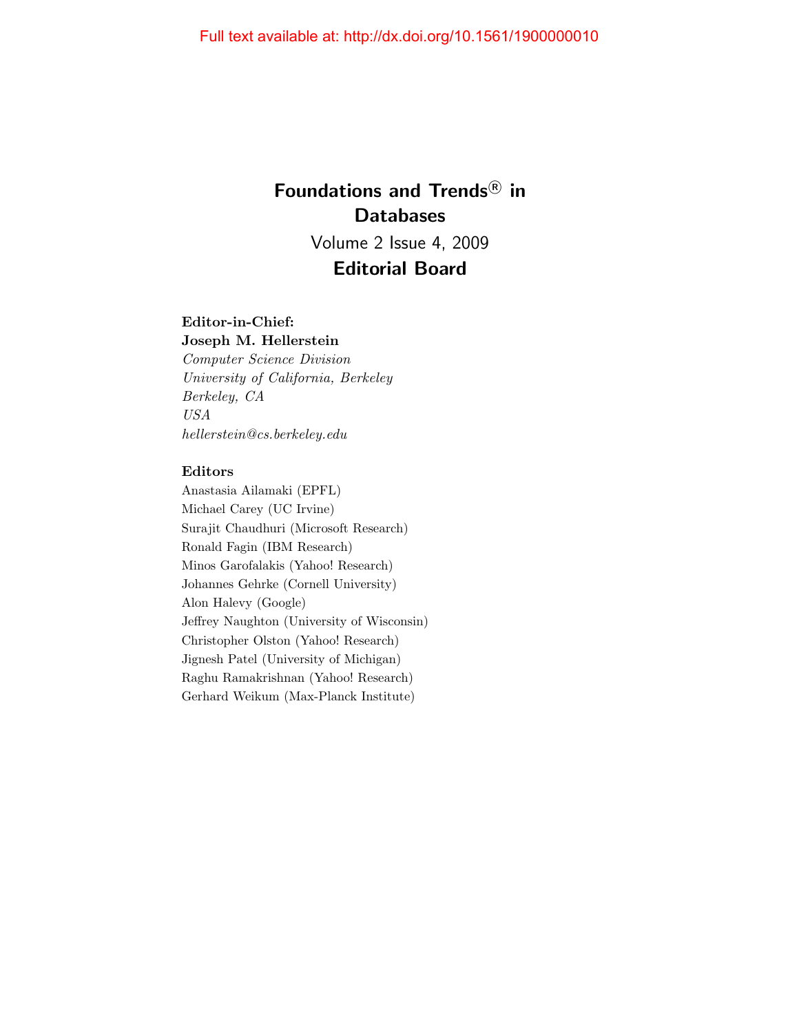# Foundations and Trends® in Databases

Volume 2 Issue 4, 2009

## Editorial Board

**Editor-in-Chief:**
**Joseph M. Hellerstein**
*Computer Science Division*
*University of California, Berkeley*
*Berkeley, CA*
*USA*
*hellerstein@cs.berkeley.edu*

**Editors**

Anastasia Ailamaki (EPFL)
Michael Carey (UC Irvine)
Surajit Chaudhuri (Microsoft Research)
Ronald Fagin (IBM Research)
Minos Garofalakis (Yahoo! Research)
Johannes Gehrke (Cornell University)
Alon Halevy (Google)
Jeffrey Naughton (University of Wisconsin)
Christopher Olston (Yahoo! Research)
Jignesh Patel (University of Michigan)
Raghu Ramakrishnan (Yahoo! Research)
Gerhard Weikum (Max-Planck Institute)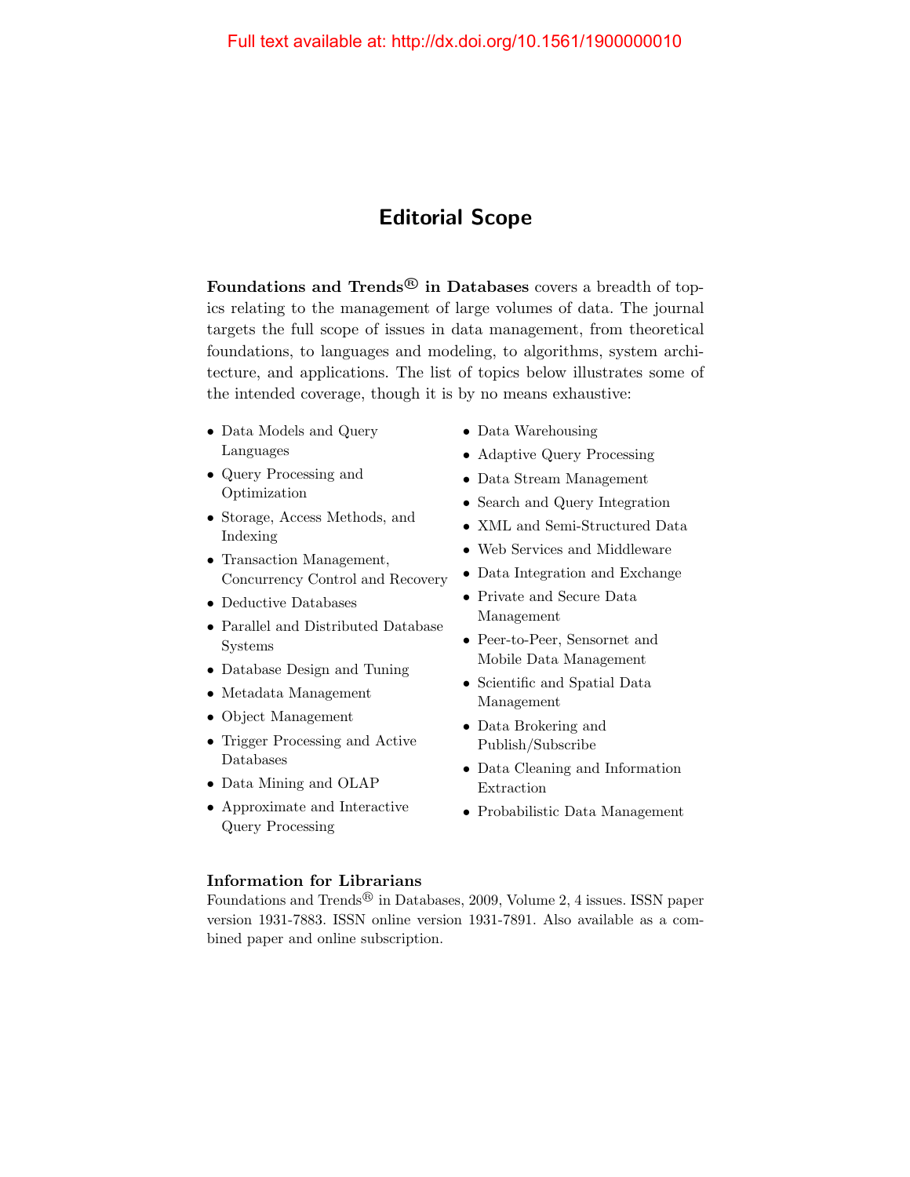Full text available at: http://dx.doi.org/10.1561/1900000010

# Editorial Scope

**Foundations and Trends® in Databases** covers a breadth of topics relating to the management of large volumes of data. The journal targets the full scope of issues in data management, from theoretical foundations, to languages and modeling, to algorithms, system architecture, and applications. The list of topics below illustrates some of the intended coverage, though it is by no means exhaustive:

- Data Models and Query Languages
- Query Processing and Optimization
- Storage, Access Methods, and Indexing
- Transaction Management, Concurrency Control and Recovery
- Deductive Databases
- Parallel and Distributed Database Systems
- Database Design and Tuning
- Metadata Management
- Object Management
- Trigger Processing and Active Databases
- Data Mining and OLAP
- Approximate and Interactive Query Processing
- Data Warehousing
- Adaptive Query Processing
- Data Stream Management
- Search and Query Integration
- XML and Semi-Structured Data
- Web Services and Middleware
- Data Integration and Exchange
- Private and Secure Data Management
- Peer-to-Peer, Sensornet and Mobile Data Management
- Scientific and Spatial Data Management
- Data Brokering and Publish/Subscribe
- Data Cleaning and Information Extraction
- Probabilistic Data Management

**Information for Librarians**
Foundations and Trends® in Databases, 2009, Volume 2, 4 issues. ISSN paper version 1931-7883. ISSN online version 1931-7891. Also available as a combined paper and online subscription.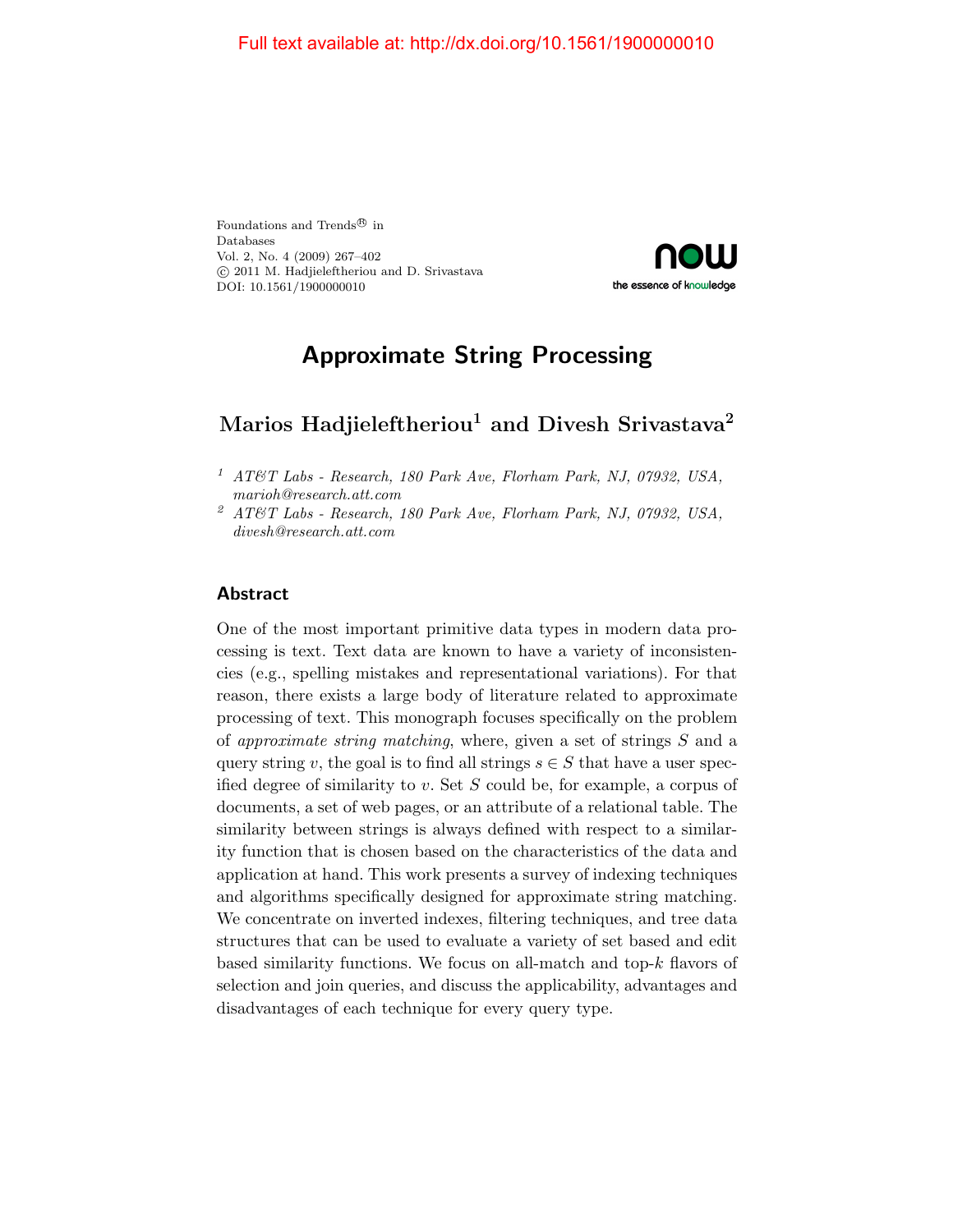Full text available at: http://dx.doi.org/10.1561/1900000010

Foundations and Trends® in
Databases
Vol. 2, No. 4 (2009) 267–402
© 2011 M. Hadjieleftheriou and D. Srivastava
DOI: 10.1561/1900000010

now
the essence of knowledge

# Approximate String Processing

## Marios Hadjieleftheriou[1] and Divesh Srivastava[2]

[1] *AT&T Labs - Research, 180 Park Ave, Florham Park, NJ, 07932, USA, marioh@research.att.com*

[2] *AT&T Labs - Research, 180 Park Ave, Florham Park, NJ, 07932, USA, divesh@research.att.com*

### Abstract

One of the most important primitive data types in modern data processing is text. Text data are known to have a variety of inconsistencies (e.g., spelling mistakes and representational variations). For that reason, there exists a large body of literature related to approximate processing of text. This monograph focuses specifically on the problem of *approximate string matching*, where, given a set of strings $S$ and a query string $v$, the goal is to find all strings $s \in S$ that have a user specified degree of similarity to $v$. Set $S$ could be, for example, a corpus of documents, a set of web pages, or an attribute of a relational table. The similarity between strings is always defined with respect to a similarity function that is chosen based on the characteristics of the data and application at hand. This work presents a survey of indexing techniques and algorithms specifically designed for approximate string matching. We concentrate on inverted indexes, filtering techniques, and tree data structures that can be used to evaluate a variety of set based and edit based similarity functions. We focus on all-match and top-$k$ flavors of selection and join queries, and discuss the applicability, advantages and disadvantages of each technique for every query type.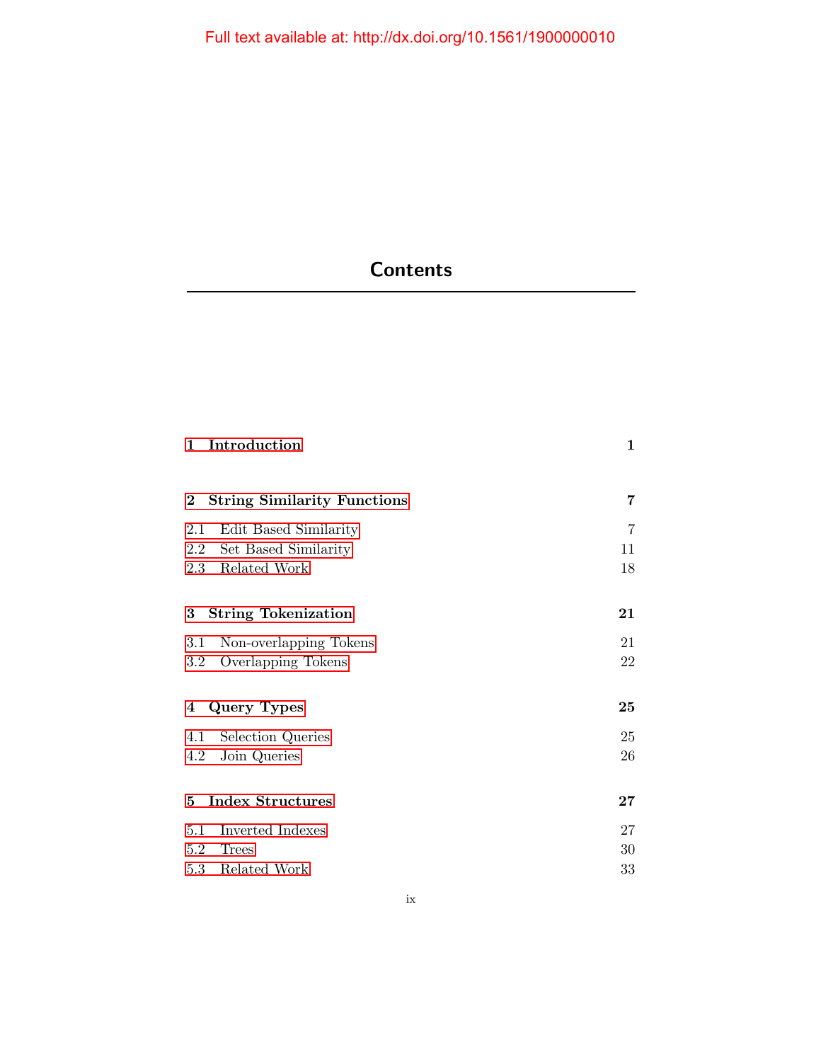# Contents

| | |
|---|---|
| **1 Introduction** | **1** |
| | |
| **2 String Similarity Functions** | **7** |
| 2.1 Edit Based Similarity | 7 |
| 2.2 Set Based Similarity | 11 |
| 2.3 Related Work | 18 |
| | |
| **3 String Tokenization** | **21** |
| 3.1 Non-overlapping Tokens | 21 |
| 3.2 Overlapping Tokens | 22 |
| | |
| **4 Query Types** | **25** |
| 4.1 Selection Queries | 25 |
| 4.2 Join Queries | 26 |
| | |
| **5 Index Structures** | **27** |
| 5.1 Inverted Indexes | 27 |
| 5.2 Trees | 30 |
| 5.3 Related Work | 33 |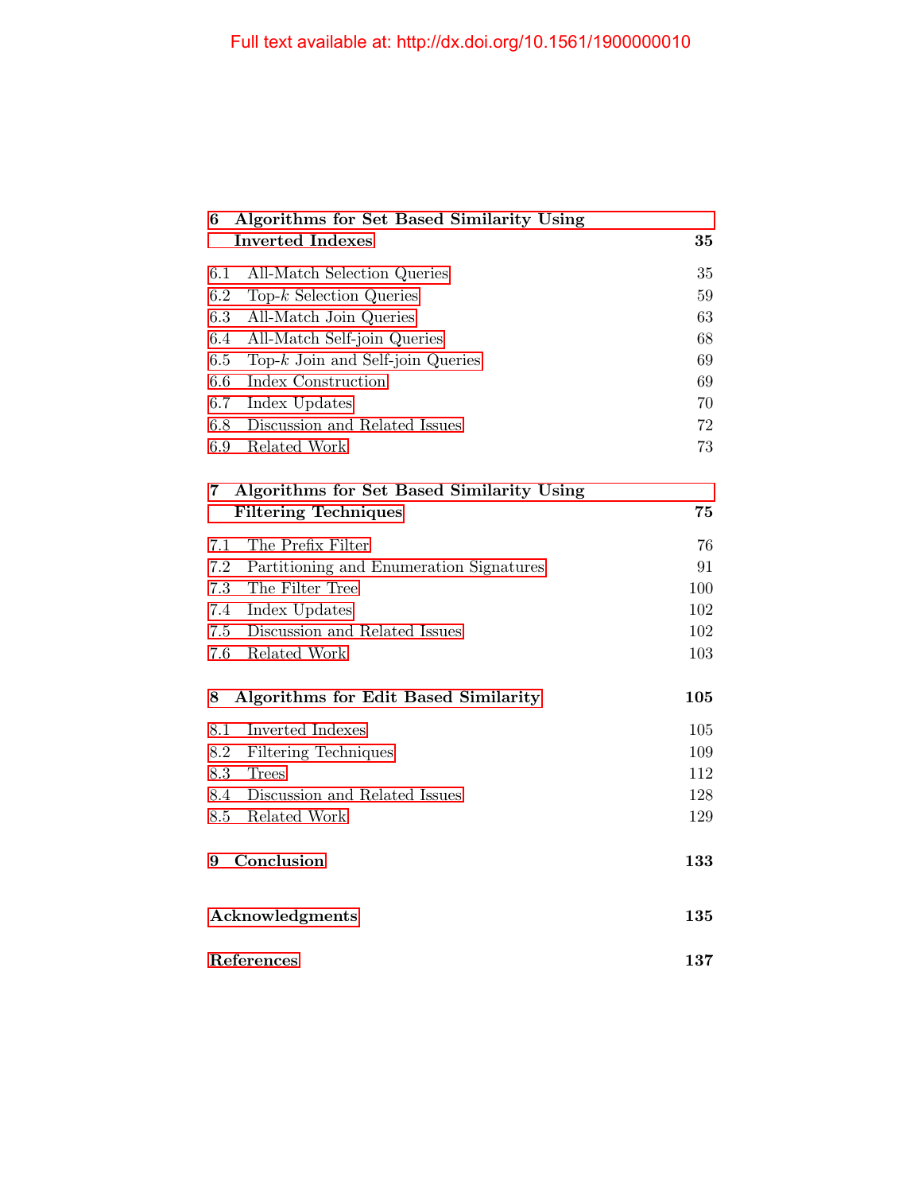Full text available at: http://dx.doi.org/10.1561/1900000010

**6 Algorithms for Set Based Similarity Using Inverted Indexes** **35**

6.1 All-Match Selection Queries 35
6.2 Top-$k$ Selection Queries 59
6.3 All-Match Join Queries 63
6.4 All-Match Self-join Queries 68
6.5 Top-$k$ Join and Self-join Queries 69
6.6 Index Construction 69
6.7 Index Updates 70
6.8 Discussion and Related Issues 72
6.9 Related Work 73

**7 Algorithms for Set Based Similarity Using Filtering Techniques** **75**

7.1 The Prefix Filter 76
7.2 Partitioning and Enumeration Signatures 91
7.3 The Filter Tree 100
7.4 Index Updates 102
7.5 Discussion and Related Issues 102
7.6 Related Work 103

**8 Algorithms for Edit Based Similarity** **105**

8.1 Inverted Indexes 105
8.2 Filtering Techniques 109
8.3 Trees 112
8.4 Discussion and Related Issues 128
8.5 Related Work 129

**9 Conclusion** **133**

**Acknowledgments** **135**

**References** **137**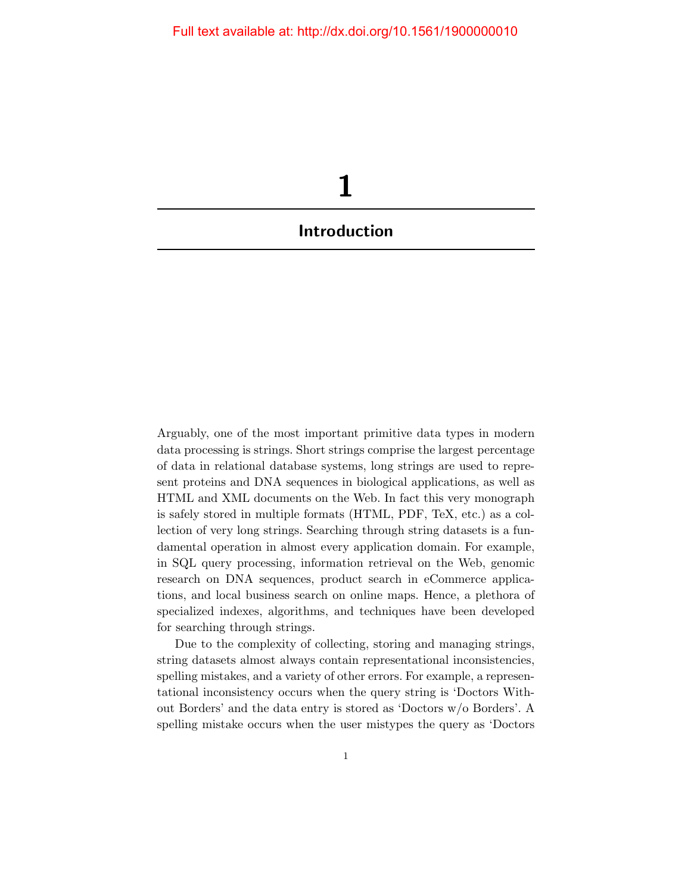# 1

## Introduction

Arguably, one of the most important primitive data types in modern data processing is strings. Short strings comprise the largest percentage of data in relational database systems, long strings are used to represent proteins and DNA sequences in biological applications, as well as HTML and XML documents on the Web. In fact this very monograph is safely stored in multiple formats (HTML, PDF, TeX, etc.) as a collection of very long strings. Searching through string datasets is a fundamental operation in almost every application domain. For example, in SQL query processing, information retrieval on the Web, genomic research on DNA sequences, product search in eCommerce applications, and local business search on online maps. Hence, a plethora of specialized indexes, algorithms, and techniques have been developed for searching through strings.

Due to the complexity of collecting, storing and managing strings, string datasets almost always contain representational inconsistencies, spelling mistakes, and a variety of other errors. For example, a representational inconsistency occurs when the query string is 'Doctors Without Borders' and the data entry is stored as 'Doctors w/o Borders'. A spelling mistake occurs when the user mistypes the query as 'Doctors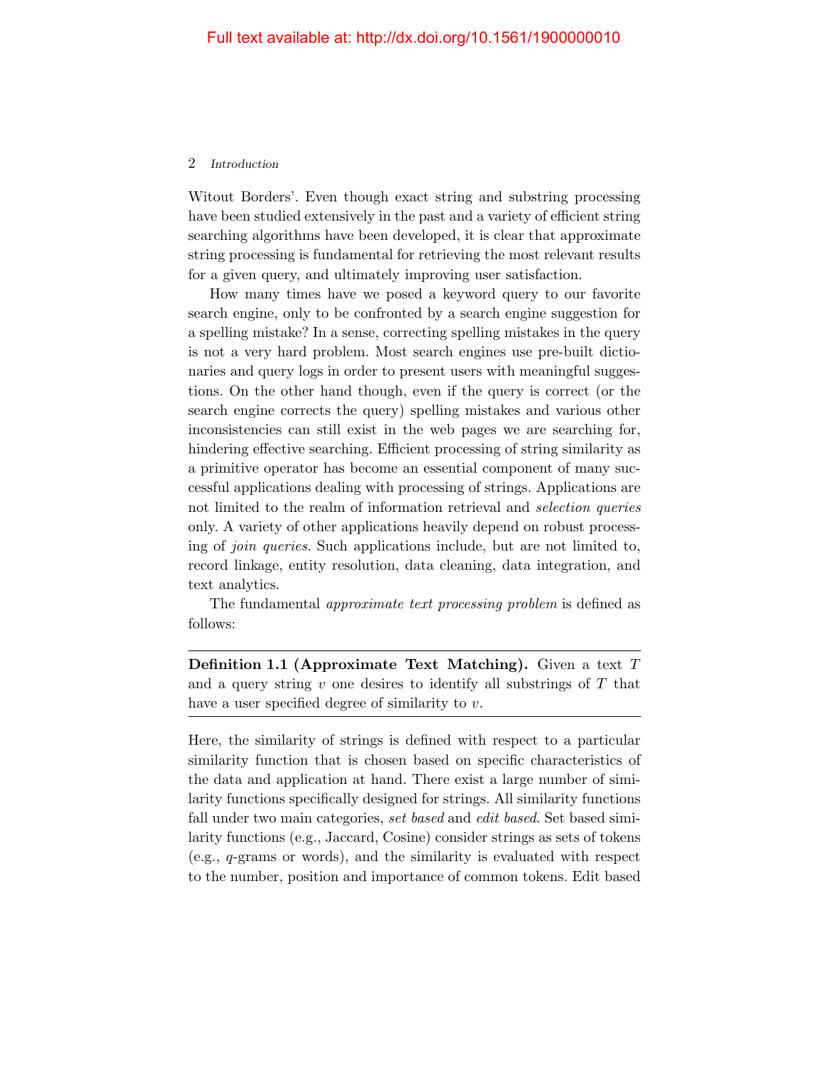Witout Borders'. Even though exact string and substring processing have been studied extensively in the past and a variety of efficient string searching algorithms have been developed, it is clear that approximate string processing is fundamental for retrieving the most relevant results for a given query, and ultimately improving user satisfaction.

How many times have we posed a keyword query to our favorite search engine, only to be confronted by a search engine suggestion for a spelling mistake? In a sense, correcting spelling mistakes in the query is not a very hard problem. Most search engines use pre-built dictionaries and query logs in order to present users with meaningful suggestions. On the other hand though, even if the query is correct (or the search engine corrects the query) spelling mistakes and various other inconsistencies can still exist in the web pages we are searching for, hindering effective searching. Efficient processing of string similarity as a primitive operator has become an essential component of many successful applications dealing with processing of strings. Applications are not limited to the realm of information retrieval and *selection queries* only. A variety of other applications heavily depend on robust processing of *join queries*. Such applications include, but are not limited to, record linkage, entity resolution, data cleaning, data integration, and text analytics.

The fundamental *approximate text processing problem* is defined as follows:

---

**Definition 1.1 (Approximate Text Matching).** Given a text $T$ and a query string $v$ one desires to identify all substrings of $T$ that have a user specified degree of similarity to $v$.

---

Here, the similarity of strings is defined with respect to a particular similarity function that is chosen based on specific characteristics of the data and application at hand. There exist a large number of similarity functions specifically designed for strings. All similarity functions fall under two main categories, *set based* and *edit based*. Set based similarity functions (e.g., Jaccard, Cosine) consider strings as sets of tokens (e.g., $q$-grams or words), and the similarity is evaluated with respect to the number, position and importance of common tokens. Edit based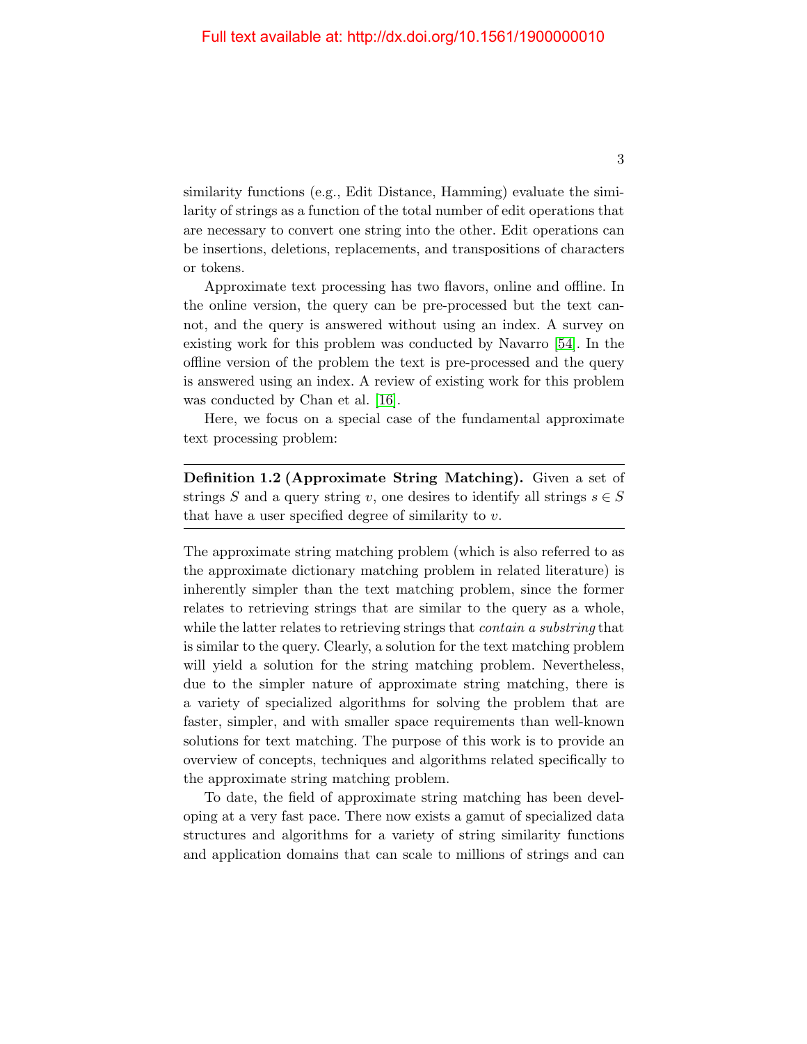similarity functions (e.g., Edit Distance, Hamming) evaluate the similarity of strings as a function of the total number of edit operations that are necessary to convert one string into the other. Edit operations can be insertions, deletions, replacements, and transpositions of characters or tokens.

Approximate text processing has two flavors, online and offline. In the online version, the query can be pre-processed but the text cannot, and the query is answered without using an index. A survey on existing work for this problem was conducted by Navarro [54]. In the offline version of the problem the text is pre-processed and the query is answered using an index. A review of existing work for this problem was conducted by Chan et al. [16].

Here, we focus on a special case of the fundamental approximate text processing problem:

---

**Definition 1.2 (Approximate String Matching).** Given a set of strings $S$ and a query string $v$, one desires to identify all strings $s \in S$ that have a user specified degree of similarity to $v$.

---

The approximate string matching problem (which is also referred to as the approximate dictionary matching problem in related literature) is inherently simpler than the text matching problem, since the former relates to retrieving strings that are similar to the query as a whole, while the latter relates to retrieving strings that *contain a substring* that is similar to the query. Clearly, a solution for the text matching problem will yield a solution for the string matching problem. Nevertheless, due to the simpler nature of approximate string matching, there is a variety of specialized algorithms for solving the problem that are faster, simpler, and with smaller space requirements than well-known solutions for text matching. The purpose of this work is to provide an overview of concepts, techniques and algorithms related specifically to the approximate string matching problem.

To date, the field of approximate string matching has been developing at a very fast pace. There now exists a gamut of specialized data structures and algorithms for a variety of string similarity functions and application domains that can scale to millions of strings and can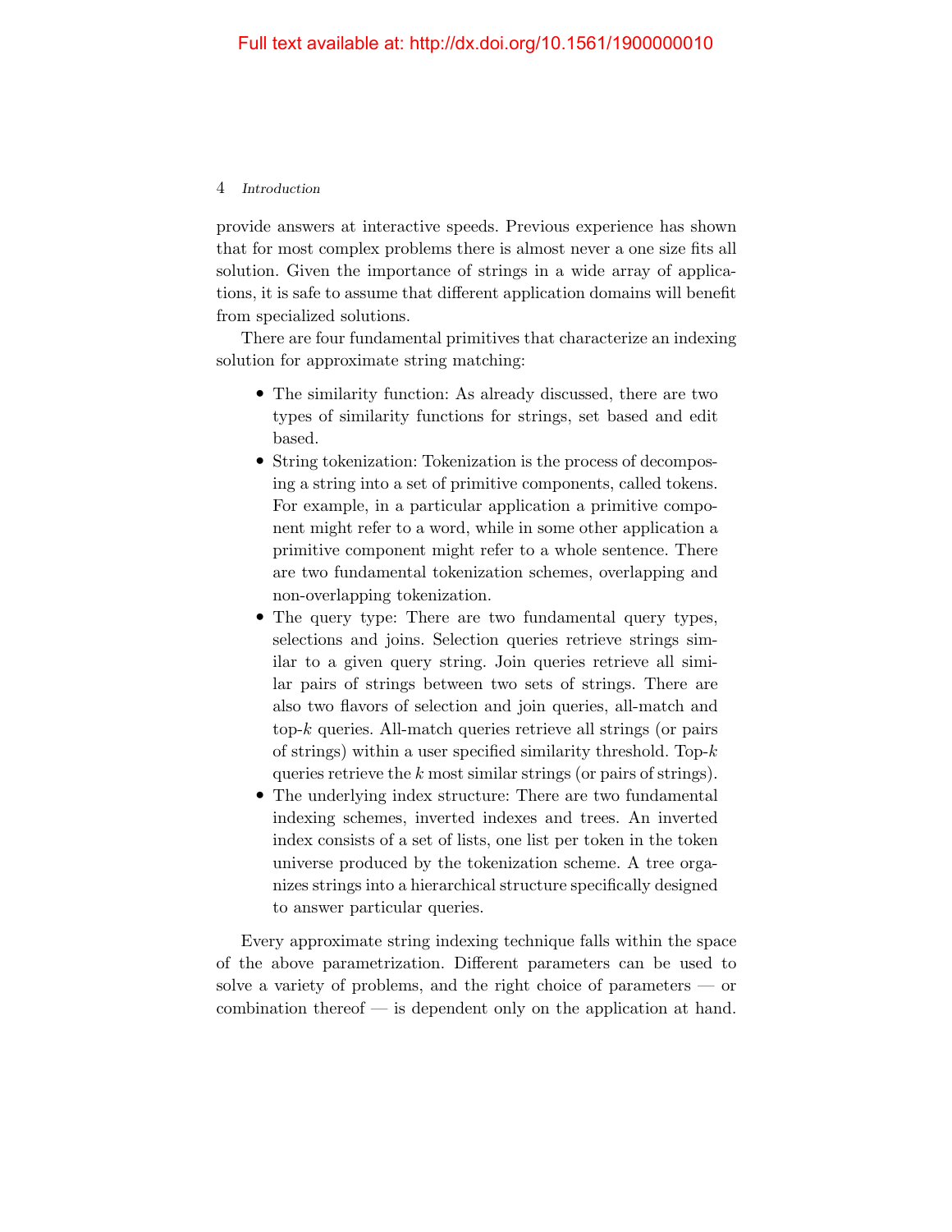provide answers at interactive speeds. Previous experience has shown that for most complex problems there is almost never a one size fits all solution. Given the importance of strings in a wide array of applications, it is safe to assume that different application domains will benefit from specialized solutions.

There are four fundamental primitives that characterize an indexing solution for approximate string matching:

- The similarity function: As already discussed, there are two types of similarity functions for strings, set based and edit based.
- String tokenization: Tokenization is the process of decomposing a string into a set of primitive components, called tokens. For example, in a particular application a primitive component might refer to a word, while in some other application a primitive component might refer to a whole sentence. There are two fundamental tokenization schemes, overlapping and non-overlapping tokenization.
- The query type: There are two fundamental query types, selections and joins. Selection queries retrieve strings similar to a given query string. Join queries retrieve all similar pairs of strings between two sets of strings. There are also two flavors of selection and join queries, all-match and top-$k$ queries. All-match queries retrieve all strings (or pairs of strings) within a user specified similarity threshold. Top-$k$ queries retrieve the $k$ most similar strings (or pairs of strings).
- The underlying index structure: There are two fundamental indexing schemes, inverted indexes and trees. An inverted index consists of a set of lists, one list per token in the token universe produced by the tokenization scheme. A tree organizes strings into a hierarchical structure specifically designed to answer particular queries.

Every approximate string indexing technique falls within the space of the above parametrization. Different parameters can be used to solve a variety of problems, and the right choice of parameters — or combination thereof — is dependent only on the application at hand.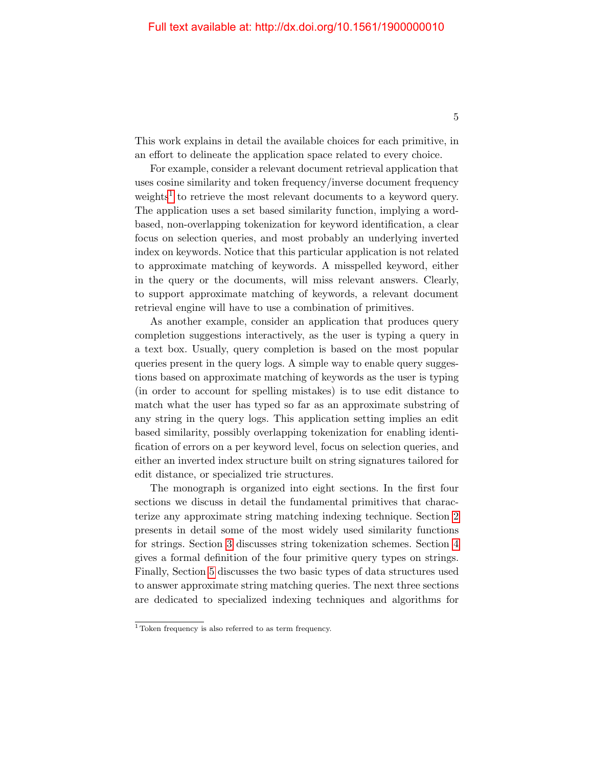This work explains in detail the available choices for each primitive, in an effort to delineate the application space related to every choice.

For example, consider a relevant document retrieval application that uses cosine similarity and token frequency/inverse document frequency weights[1] to retrieve the most relevant documents to a keyword query. The application uses a set based similarity function, implying a word-based, non-overlapping tokenization for keyword identification, a clear focus on selection queries, and most probably an underlying inverted index on keywords. Notice that this particular application is not related to approximate matching of keywords. A misspelled keyword, either in the query or the documents, will miss relevant answers. Clearly, to support approximate matching of keywords, a relevant document retrieval engine will have to use a combination of primitives.

As another example, consider an application that produces query completion suggestions interactively, as the user is typing a query in a text box. Usually, query completion is based on the most popular queries present in the query logs. A simple way to enable query suggestions based on approximate matching of keywords as the user is typing (in order to account for spelling mistakes) is to use edit distance to match what the user has typed so far as an approximate substring of any string in the query logs. This application setting implies an edit based similarity, possibly overlapping tokenization for enabling identification of errors on a per keyword level, focus on selection queries, and either an inverted index structure built on string signatures tailored for edit distance, or specialized trie structures.

The monograph is organized into eight sections. In the first four sections we discuss in detail the fundamental primitives that characterize any approximate string matching indexing technique. Section 2 presents in detail some of the most widely used similarity functions for strings. Section 3 discusses string tokenization schemes. Section 4 gives a formal definition of the four primitive query types on strings. Finally, Section 5 discusses the two basic types of data structures used to answer approximate string matching queries. The next three sections are dedicated to specialized indexing techniques and algorithms for

[1] Token frequency is also referred to as term frequency.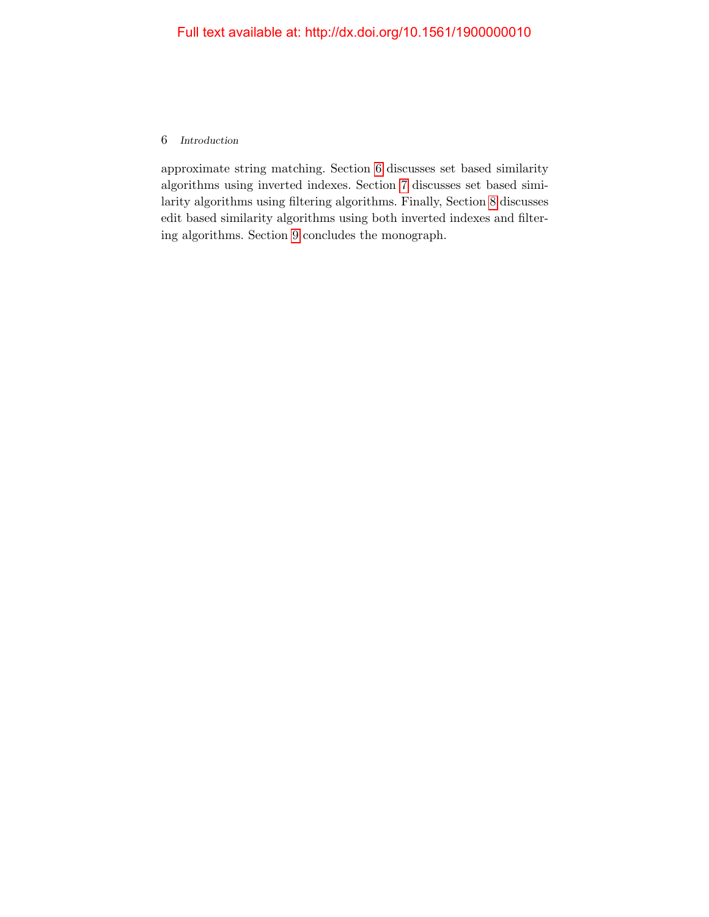approximate string matching. Section 6 discusses set based similarity algorithms using inverted indexes. Section 7 discusses set based similarity algorithms using filtering algorithms. Finally, Section 8 discusses edit based similarity algorithms using both inverted indexes and filtering algorithms. Section 9 concludes the monograph.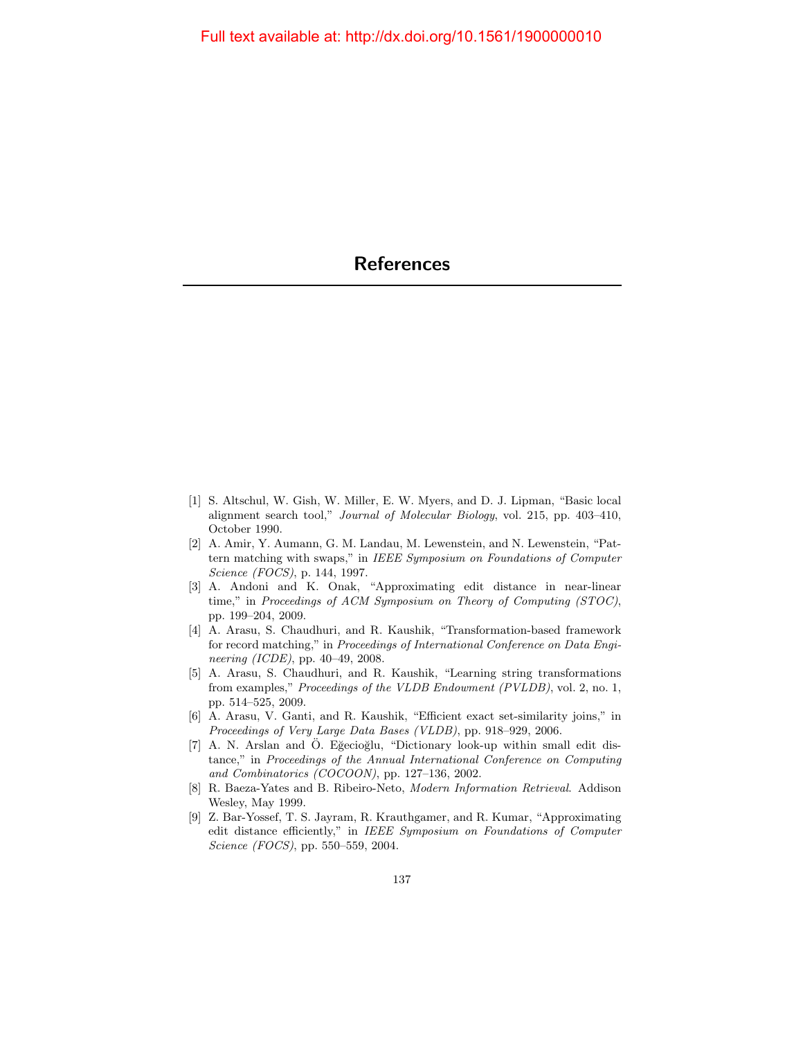# References

[1] S. Altschul, W. Gish, W. Miller, E. W. Myers, and D. J. Lipman, "Basic local alignment search tool," *Journal of Molecular Biology*, vol. 215, pp. 403–410, October 1990.

[2] A. Amir, Y. Aumann, G. M. Landau, M. Lewenstein, and N. Lewenstein, "Pattern matching with swaps," in *IEEE Symposium on Foundations of Computer Science (FOCS)*, p. 144, 1997.

[3] A. Andoni and K. Onak, "Approximating edit distance in near-linear time," in *Proceedings of ACM Symposium on Theory of Computing (STOC)*, pp. 199–204, 2009.

[4] A. Arasu, S. Chaudhuri, and R. Kaushik, "Transformation-based framework for record matching," in *Proceedings of International Conference on Data Engineering (ICDE)*, pp. 40–49, 2008.

[5] A. Arasu, S. Chaudhuri, and R. Kaushik, "Learning string transformations from examples," *Proceedings of the VLDB Endowment (PVLDB)*, vol. 2, no. 1, pp. 514–525, 2009.

[6] A. Arasu, V. Ganti, and R. Kaushik, "Efficient exact set-similarity joins," in *Proceedings of Very Large Data Bases (VLDB)*, pp. 918–929, 2006.

[7] A. N. Arslan and Ö. Eğecioğlu, "Dictionary look-up within small edit distance," in *Proceedings of the Annual International Conference on Computing and Combinatorics (COCOON)*, pp. 127–136, 2002.

[8] R. Baeza-Yates and B. Ribeiro-Neto, *Modern Information Retrieval*. Addison Wesley, May 1999.

[9] Z. Bar-Yossef, T. S. Jayram, R. Krauthgamer, and R. Kumar, "Approximating edit distance efficiently," in *IEEE Symposium on Foundations of Computer Science (FOCS)*, pp. 550–559, 2004.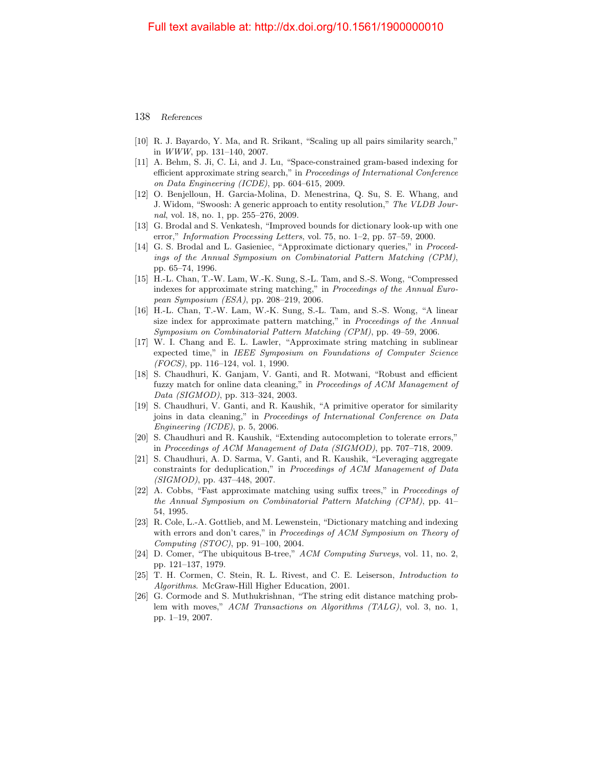[10] R. J. Bayardo, Y. Ma, and R. Srikant, "Scaling up all pairs similarity search," in *WWW*, pp. 131–140, 2007.

[11] A. Behm, S. Ji, C. Li, and J. Lu, "Space-constrained gram-based indexing for efficient approximate string search," in *Proceedings of International Conference on Data Engineering (ICDE)*, pp. 604–615, 2009.

[12] O. Benjelloun, H. Garcia-Molina, D. Menestrina, Q. Su, S. E. Whang, and J. Widom, "Swoosh: A generic approach to entity resolution," *The VLDB Journal*, vol. 18, no. 1, pp. 255–276, 2009.

[13] G. Brodal and S. Venkatesh, "Improved bounds for dictionary look-up with one error," *Information Processing Letters*, vol. 75, no. 1–2, pp. 57–59, 2000.

[14] G. S. Brodal and L. Gasieniec, "Approximate dictionary queries," in *Proceedings of the Annual Symposium on Combinatorial Pattern Matching (CPM)*, pp. 65–74, 1996.

[15] H.-L. Chan, T.-W. Lam, W.-K. Sung, S.-L. Tam, and S.-S. Wong, "Compressed indexes for approximate string matching," in *Proceedings of the Annual European Symposium (ESA)*, pp. 208–219, 2006.

[16] H.-L. Chan, T.-W. Lam, W.-K. Sung, S.-L. Tam, and S.-S. Wong, "A linear size index for approximate pattern matching," in *Proceedings of the Annual Symposium on Combinatorial Pattern Matching (CPM)*, pp. 49–59, 2006.

[17] W. I. Chang and E. L. Lawler, "Approximate string matching in sublinear expected time," in *IEEE Symposium on Foundations of Computer Science (FOCS)*, pp. 116–124, vol. 1, 1990.

[18] S. Chaudhuri, K. Ganjam, V. Ganti, and R. Motwani, "Robust and efficient fuzzy match for online data cleaning," in *Proceedings of ACM Management of Data (SIGMOD)*, pp. 313–324, 2003.

[19] S. Chaudhuri, V. Ganti, and R. Kaushik, "A primitive operator for similarity joins in data cleaning," in *Proceedings of International Conference on Data Engineering (ICDE)*, p. 5, 2006.

[20] S. Chaudhuri and R. Kaushik, "Extending autocompletion to tolerate errors," in *Proceedings of ACM Management of Data (SIGMOD)*, pp. 707–718, 2009.

[21] S. Chaudhuri, A. D. Sarma, V. Ganti, and R. Kaushik, "Leveraging aggregate constraints for deduplication," in *Proceedings of ACM Management of Data (SIGMOD)*, pp. 437–448, 2007.

[22] A. Cobbs, "Fast approximate matching using suffix trees," in *Proceedings of the Annual Symposium on Combinatorial Pattern Matching (CPM)*, pp. 41–54, 1995.

[23] R. Cole, L.-A. Gottlieb, and M. Lewenstein, "Dictionary matching and indexing with errors and don't cares," in *Proceedings of ACM Symposium on Theory of Computing (STOC)*, pp. 91–100, 2004.

[24] D. Comer, "The ubiquitous B-tree," *ACM Computing Surveys*, vol. 11, no. 2, pp. 121–137, 1979.

[25] T. H. Cormen, C. Stein, R. L. Rivest, and C. E. Leiserson, *Introduction to Algorithms*. McGraw-Hill Higher Education, 2001.

[26] G. Cormode and S. Muthukrishnan, "The string edit distance matching problem with moves," *ACM Transactions on Algorithms (TALG)*, vol. 3, no. 1, pp. 1–19, 2007.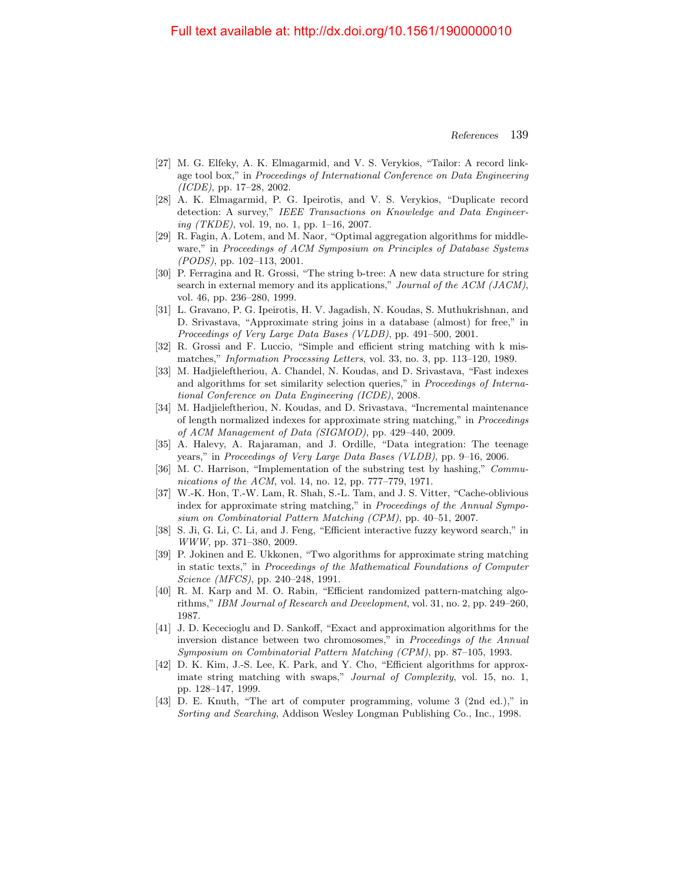[27] M. G. Elfeky, A. K. Elmagarmid, and V. S. Verykios, "Tailor: A record linkage tool box," in *Proceedings of International Conference on Data Engineering (ICDE)*, pp. 17–28, 2002.

[28] A. K. Elmagarmid, P. G. Ipeirotis, and V. S. Verykios, "Duplicate record detection: A survey," *IEEE Transactions on Knowledge and Data Engineering (TKDE)*, vol. 19, no. 1, pp. 1–16, 2007.

[29] R. Fagin, A. Lotem, and M. Naor, "Optimal aggregation algorithms for middleware," in *Proceedings of ACM Symposium on Principles of Database Systems (PODS)*, pp. 102–113, 2001.

[30] P. Ferragina and R. Grossi, "The string b-tree: A new data structure for string search in external memory and its applications," *Journal of the ACM (JACM)*, vol. 46, pp. 236–280, 1999.

[31] L. Gravano, P. G. Ipeirotis, H. V. Jagadish, N. Koudas, S. Muthukrishnan, and D. Srivastava, "Approximate string joins in a database (almost) for free," in *Proceedings of Very Large Data Bases (VLDB)*, pp. 491–500, 2001.

[32] R. Grossi and F. Luccio, "Simple and efficient string matching with k mismatches," *Information Processing Letters*, vol. 33, no. 3, pp. 113–120, 1989.

[33] M. Hadjieleftheriou, A. Chandel, N. Koudas, and D. Srivastava, "Fast indexes and algorithms for set similarity selection queries," in *Proceedings of International Conference on Data Engineering (ICDE)*, 2008.

[34] M. Hadjieleftheriou, N. Koudas, and D. Srivastava, "Incremental maintenance of length normalized indexes for approximate string matching," in *Proceedings of ACM Management of Data (SIGMOD)*, pp. 429–440, 2009.

[35] A. Halevy, A. Rajaraman, and J. Ordille, "Data integration: The teenage years," in *Proceedings of Very Large Data Bases (VLDB)*, pp. 9–16, 2006.

[36] M. C. Harrison, "Implementation of the substring test by hashing," *Communications of the ACM*, vol. 14, no. 12, pp. 777–779, 1971.

[37] W.-K. Hon, T.-W. Lam, R. Shah, S.-L. Tam, and J. S. Vitter, "Cache-oblivious index for approximate string matching," in *Proceedings of the Annual Symposium on Combinatorial Pattern Matching (CPM)*, pp. 40–51, 2007.

[38] S. Ji, G. Li, C. Li, and J. Feng, "Efficient interactive fuzzy keyword search," in *WWW*, pp. 371–380, 2009.

[39] P. Jokinen and E. Ukkonen, "Two algorithms for approximate string matching in static texts," in *Proceedings of the Mathematical Foundations of Computer Science (MFCS)*, pp. 240–248, 1991.

[40] R. M. Karp and M. O. Rabin, "Efficient randomized pattern-matching algorithms," *IBM Journal of Research and Development*, vol. 31, no. 2, pp. 249–260, 1987.

[41] J. D. Kececioglu and D. Sankoff, "Exact and approximation algorithms for the inversion distance between two chromosomes," in *Proceedings of the Annual Symposium on Combinatorial Pattern Matching (CPM)*, pp. 87–105, 1993.

[42] D. K. Kim, J.-S. Lee, K. Park, and Y. Cho, "Efficient algorithms for approximate string matching with swaps," *Journal of Complexity*, vol. 15, no. 1, pp. 128–147, 1999.

[43] D. E. Knuth, "The art of computer programming, volume 3 (2nd ed.)," in *Sorting and Searching*, Addison Wesley Longman Publishing Co., Inc., 1998.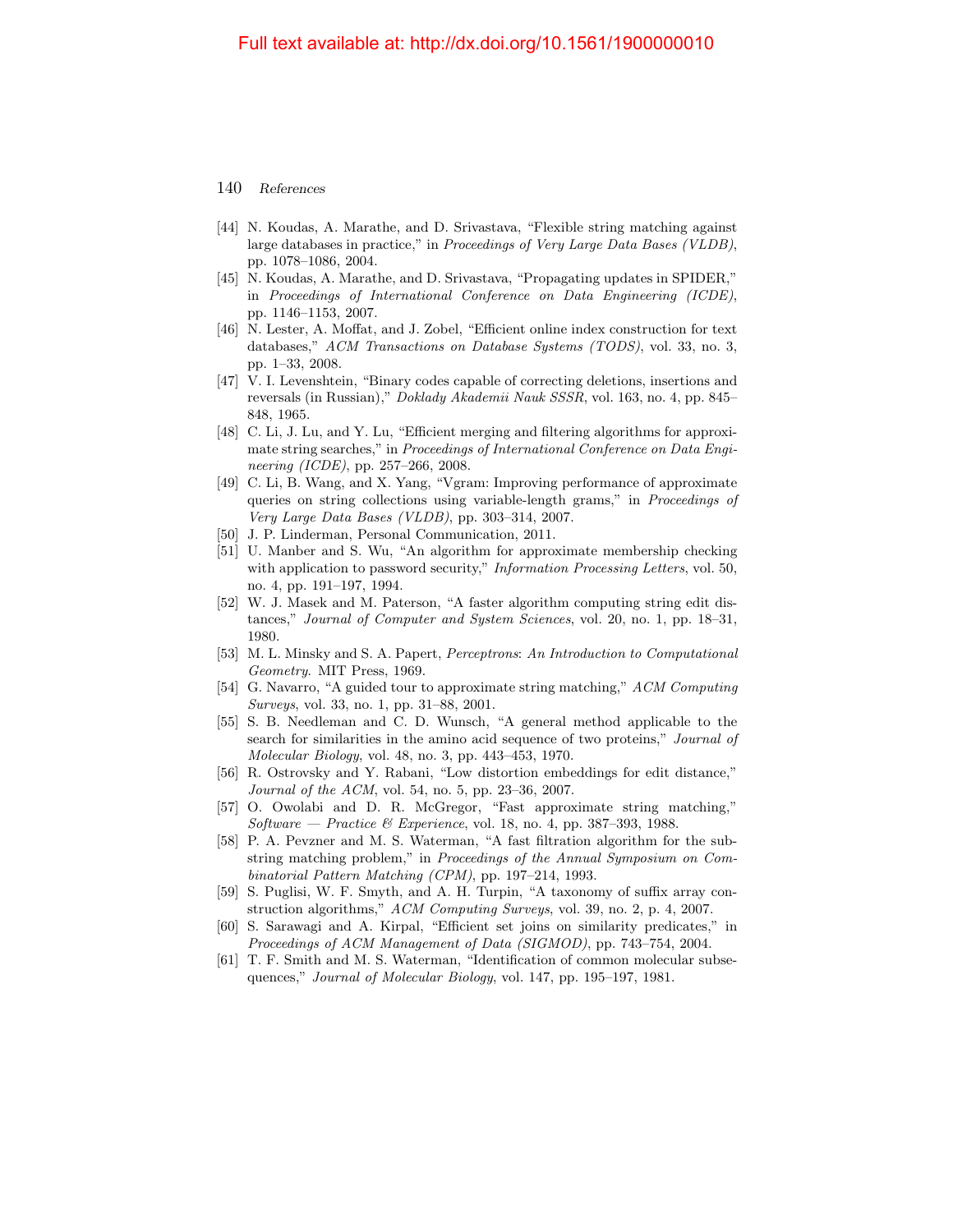[44] N. Koudas, A. Marathe, and D. Srivastava, "Flexible string matching against large databases in practice," in *Proceedings of Very Large Data Bases (VLDB)*, pp. 1078–1086, 2004.

[45] N. Koudas, A. Marathe, and D. Srivastava, "Propagating updates in SPIDER," in *Proceedings of International Conference on Data Engineering (ICDE)*, pp. 1146–1153, 2007.

[46] N. Lester, A. Moffat, and J. Zobel, "Efficient online index construction for text databases," *ACM Transactions on Database Systems (TODS)*, vol. 33, no. 3, pp. 1–33, 2008.

[47] V. I. Levenshtein, "Binary codes capable of correcting deletions, insertions and reversals (in Russian)," *Doklady Akademii Nauk SSSR*, vol. 163, no. 4, pp. 845–848, 1965.

[48] C. Li, J. Lu, and Y. Lu, "Efficient merging and filtering algorithms for approximate string searches," in *Proceedings of International Conference on Data Engineering (ICDE)*, pp. 257–266, 2008.

[49] C. Li, B. Wang, and X. Yang, "Vgram: Improving performance of approximate queries on string collections using variable-length grams," in *Proceedings of Very Large Data Bases (VLDB)*, pp. 303–314, 2007.

[50] J. P. Linderman, Personal Communication, 2011.

[51] U. Manber and S. Wu, "An algorithm for approximate membership checking with application to password security," *Information Processing Letters*, vol. 50, no. 4, pp. 191–197, 1994.

[52] W. J. Masek and M. Paterson, "A faster algorithm computing string edit distances," *Journal of Computer and System Sciences*, vol. 20, no. 1, pp. 18–31, 1980.

[53] M. L. Minsky and S. A. Papert, *Perceptrons: An Introduction to Computational Geometry*. MIT Press, 1969.

[54] G. Navarro, "A guided tour to approximate string matching," *ACM Computing Surveys*, vol. 33, no. 1, pp. 31–88, 2001.

[55] S. B. Needleman and C. D. Wunsch, "A general method applicable to the search for similarities in the amino acid sequence of two proteins," *Journal of Molecular Biology*, vol. 48, no. 3, pp. 443–453, 1970.

[56] R. Ostrovsky and Y. Rabani, "Low distortion embeddings for edit distance," *Journal of the ACM*, vol. 54, no. 5, pp. 23–36, 2007.

[57] O. Owolabi and D. R. McGregor, "Fast approximate string matching," *Software — Practice & Experience*, vol. 18, no. 4, pp. 387–393, 1988.

[58] P. A. Pevzner and M. S. Waterman, "A fast filtration algorithm for the substring matching problem," in *Proceedings of the Annual Symposium on Combinatorial Pattern Matching (CPM)*, pp. 197–214, 1993.

[59] S. Puglisi, W. F. Smyth, and A. H. Turpin, "A taxonomy of suffix array construction algorithms," *ACM Computing Surveys*, vol. 39, no. 2, p. 4, 2007.

[60] S. Sarawagi and A. Kirpal, "Efficient set joins on similarity predicates," in *Proceedings of ACM Management of Data (SIGMOD)*, pp. 743–754, 2004.

[61] T. F. Smith and M. S. Waterman, "Identification of common molecular subsequences," *Journal of Molecular Biology*, vol. 147, pp. 195–197, 1981.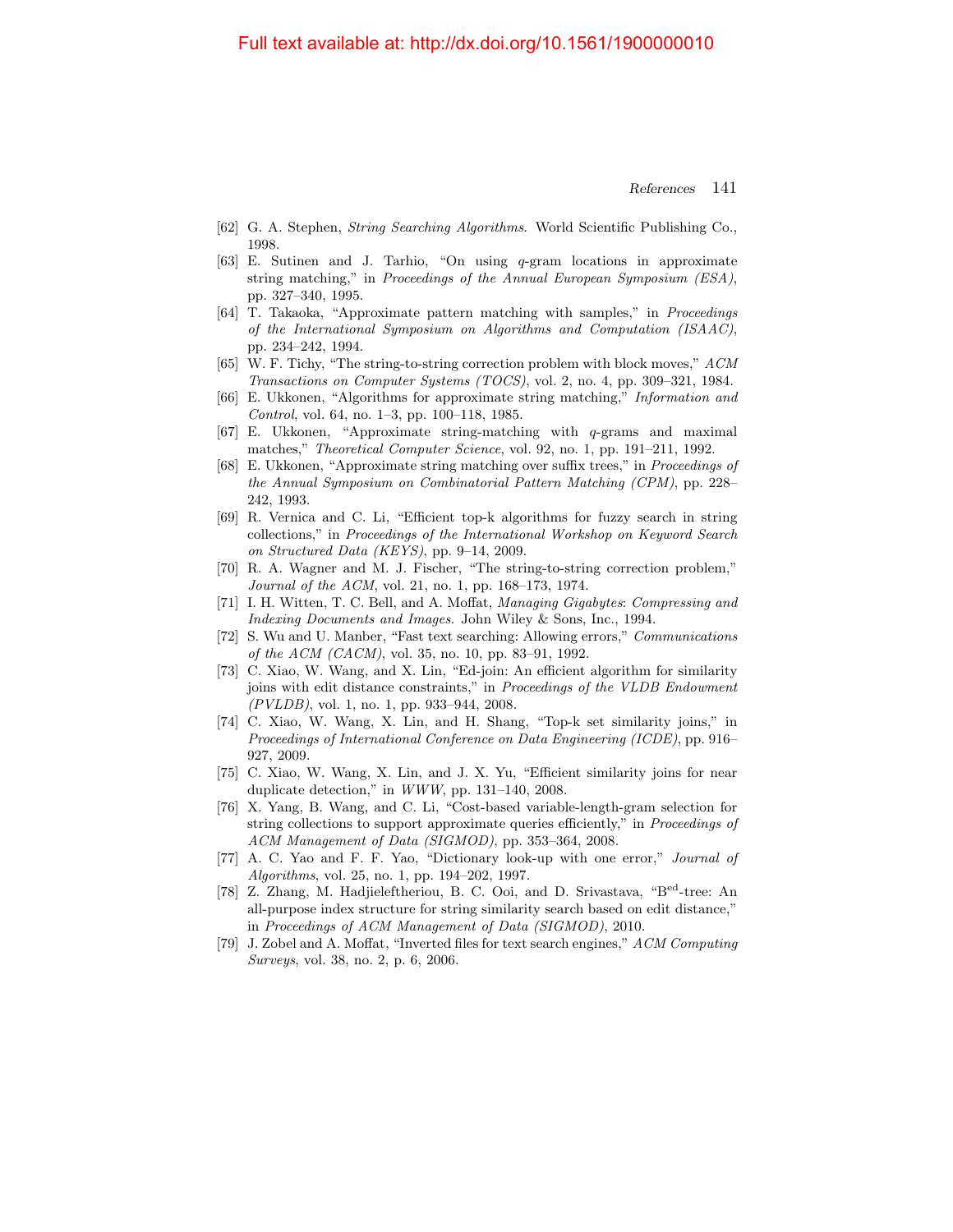[62] G. A. Stephen, *String Searching Algorithms.* World Scientific Publishing Co., 1998.

[63] E. Sutinen and J. Tarhio, "On using $q$-gram locations in approximate string matching," in *Proceedings of the Annual European Symposium (ESA)*, pp. 327–340, 1995.

[64] T. Takaoka, "Approximate pattern matching with samples," in *Proceedings of the International Symposium on Algorithms and Computation (ISAAC)*, pp. 234–242, 1994.

[65] W. F. Tichy, "The string-to-string correction problem with block moves," *ACM Transactions on Computer Systems (TOCS)*, vol. 2, no. 4, pp. 309–321, 1984.

[66] E. Ukkonen, "Algorithms for approximate string matching," *Information and Control*, vol. 64, no. 1–3, pp. 100–118, 1985.

[67] E. Ukkonen, "Approximate string-matching with $q$-grams and maximal matches," *Theoretical Computer Science*, vol. 92, no. 1, pp. 191–211, 1992.

[68] E. Ukkonen, "Approximate string matching over suffix trees," in *Proceedings of the Annual Symposium on Combinatorial Pattern Matching (CPM)*, pp. 228–242, 1993.

[69] R. Vernica and C. Li, "Efficient top-k algorithms for fuzzy search in string collections," in *Proceedings of the International Workshop on Keyword Search on Structured Data (KEYS)*, pp. 9–14, 2009.

[70] R. A. Wagner and M. J. Fischer, "The string-to-string correction problem," *Journal of the ACM*, vol. 21, no. 1, pp. 168–173, 1974.

[71] I. H. Witten, T. C. Bell, and A. Moffat, *Managing Gigabytes: Compressing and Indexing Documents and Images.* John Wiley & Sons, Inc., 1994.

[72] S. Wu and U. Manber, "Fast text searching: Allowing errors," *Communications of the ACM (CACM)*, vol. 35, no. 10, pp. 83–91, 1992.

[73] C. Xiao, W. Wang, and X. Lin, "Ed-join: An efficient algorithm for similarity joins with edit distance constraints," in *Proceedings of the VLDB Endowment (PVLDB)*, vol. 1, no. 1, pp. 933–944, 2008.

[74] C. Xiao, W. Wang, X. Lin, and H. Shang, "Top-k set similarity joins," in *Proceedings of International Conference on Data Engineering (ICDE)*, pp. 916–927, 2009.

[75] C. Xiao, W. Wang, X. Lin, and J. X. Yu, "Efficient similarity joins for near duplicate detection," in *WWW*, pp. 131–140, 2008.

[76] X. Yang, B. Wang, and C. Li, "Cost-based variable-length-gram selection for string collections to support approximate queries efficiently," in *Proceedings of ACM Management of Data (SIGMOD)*, pp. 353–364, 2008.

[77] A. C. Yao and F. F. Yao, "Dictionary look-up with one error," *Journal of Algorithms*, vol. 25, no. 1, pp. 194–202, 1997.

[78] Z. Zhang, M. Hadjieleftheriou, B. C. Ooi, and D. Srivastava, "$B^{ed}$-tree: An all-purpose index structure for string similarity search based on edit distance," in *Proceedings of ACM Management of Data (SIGMOD)*, 2010.

[79] J. Zobel and A. Moffat, "Inverted files for text search engines," *ACM Computing Surveys*, vol. 38, no. 2, p. 6, 2006.